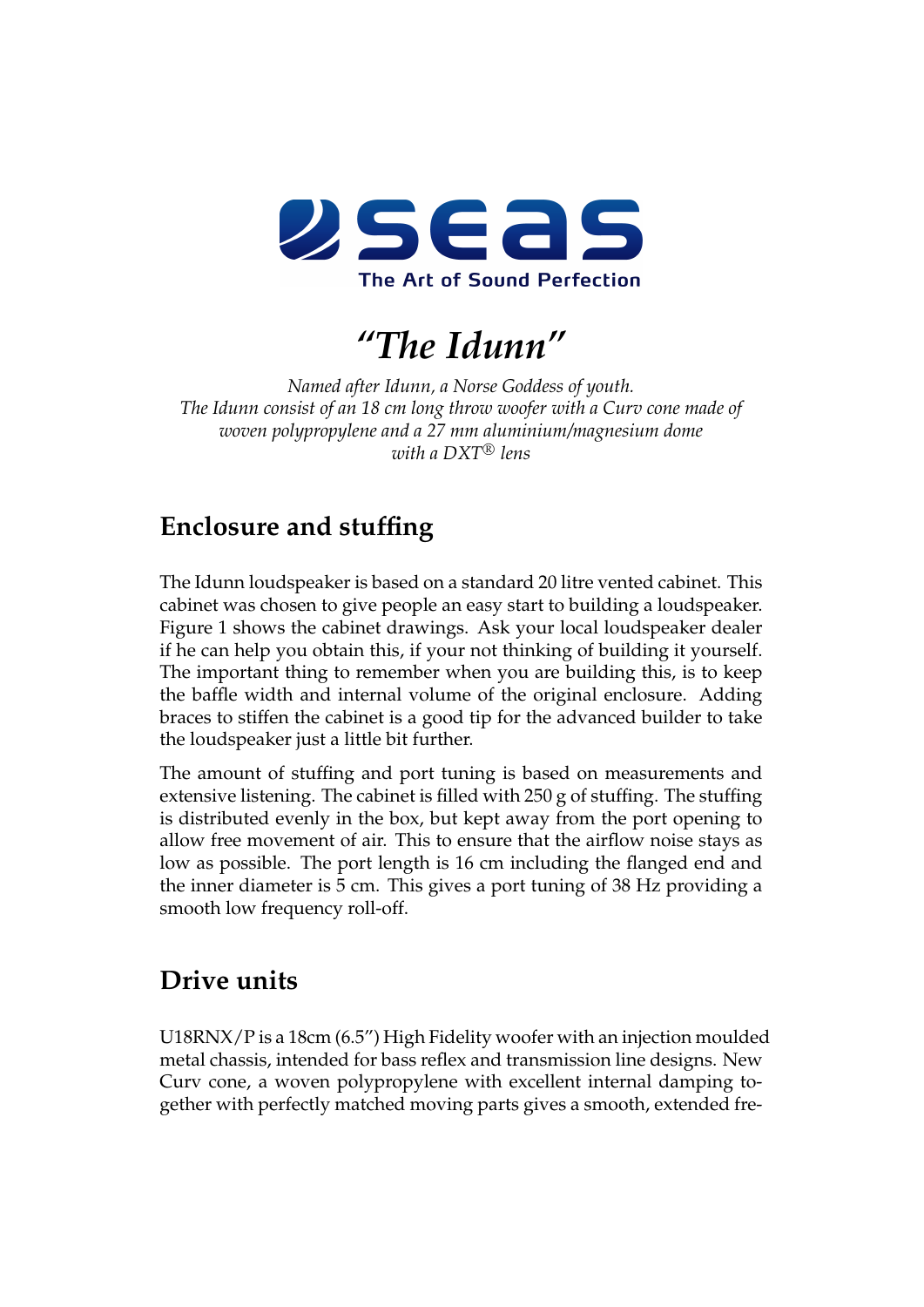seas

The Art of Sound Perfection

# *"The Idunn"*

*Named after Idunn, a Norse Goddess of youth.*
*The Idunn consist of an 18 cm long throw woofer with a Curv cone made of woven polypropylene and a 27 mm aluminium/magnesium dome with a DXT® lens*

## Enclosure and stuffing

The Idunn loudspeaker is based on a standard 20 litre vented cabinet. This cabinet was chosen to give people an easy start to building a loudspeaker. Figure 1 shows the cabinet drawings. Ask your local loudspeaker dealer if he can help you obtain this, if your not thinking of building it yourself. The important thing to remember when you are building this, is to keep the baffle width and internal volume of the original enclosure. Adding braces to stiffen the cabinet is a good tip for the advanced builder to take the loudspeaker just a little bit further.

The amount of stuffing and port tuning is based on measurements and extensive listening. The cabinet is filled with 250 g of stuffing. The stuffing is distributed evenly in the box, but kept away from the port opening to allow free movement of air. This to ensure that the airflow noise stays as low as possible. The port length is 16 cm including the flanged end and the inner diameter is 5 cm. This gives a port tuning of 38 Hz providing a smooth low frequency roll-off.

## Drive units

U18RNX/P is a 18cm (6.5") High Fidelity woofer with an injection moulded metal chassis, intended for bass reflex and transmission line designs. New Curv cone, a woven polypropylene with excellent internal damping together with perfectly matched moving parts gives a smooth, extended fre-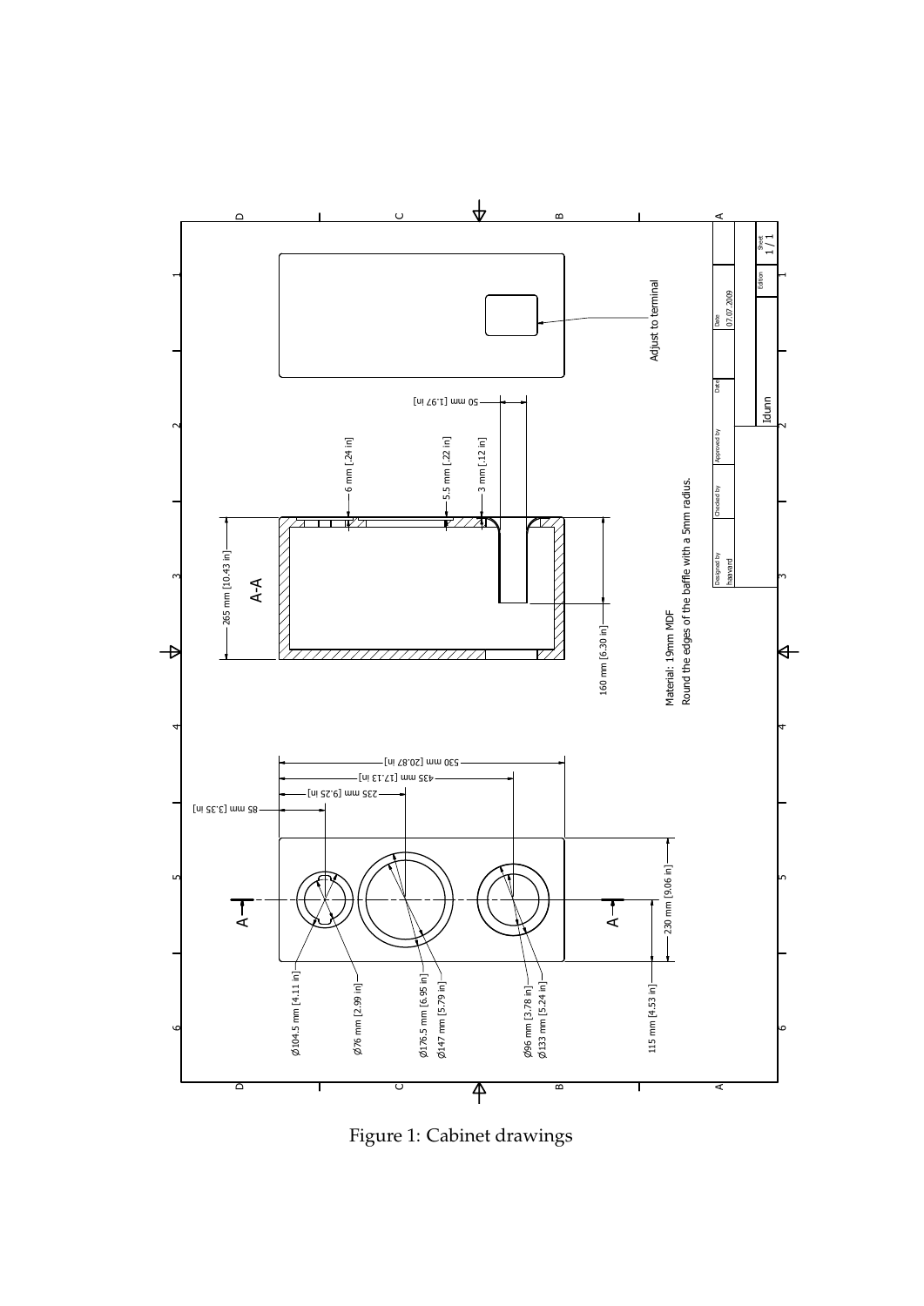Material: 19mm MDF
Round the edges of the baffle with a 5mm radius.

Adjust to terminal

A-A

265 mm [10.43 in]

160 mm [6.30 in]

6 mm [.24 in]

5.5 mm [.22 in]

3 mm [.12 in]

50 mm [1.97 in]

530 mm [20.87 in]

435 mm [17.13 in]

235 mm [9.25 in]

85 mm [3.35 in]

230 mm [9.06 in]

115 mm [4.53 in]

Ø104.5 mm [4.11 in]

Ø76 mm [2.99 in]

Ø176.5 mm [6.95 in]

Ø147 mm [5.79 in]

Ø96 mm [3.78 in]

Ø133 mm [5.24 in]

| Designed by | Checked by | Approved by | Date | Date |
| --- | --- | --- | --- | --- |
| haavard | | | | 07.07.2009 |

| Idunn | Edition | Sheet |
| --- | --- | --- |
| | | 1 / 1 |

Figure 1: Cabinet drawings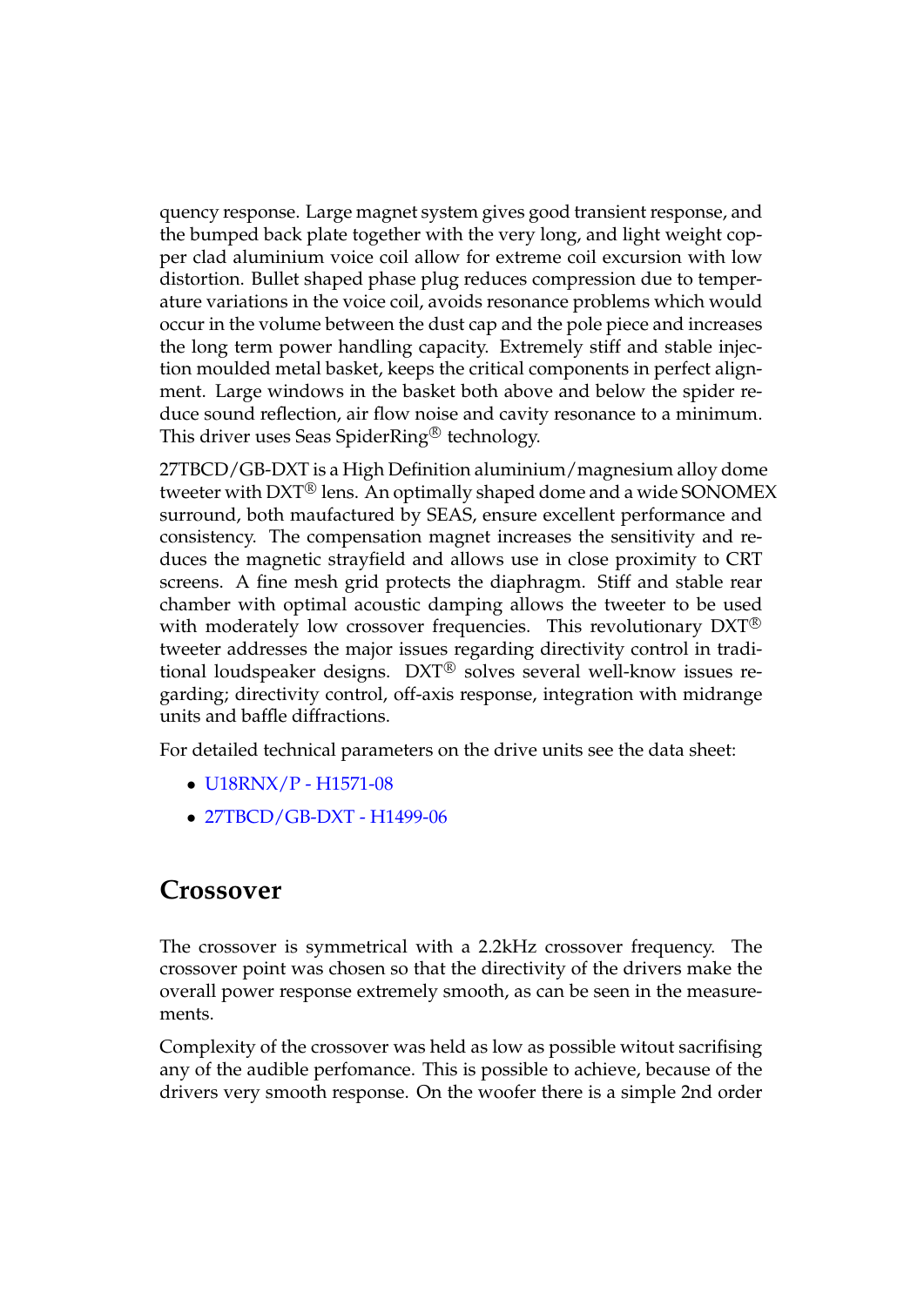quency response. Large magnet system gives good transient response, and the bumped back plate together with the very long, and light weight copper clad aluminium voice coil allow for extreme coil excursion with low distortion. Bullet shaped phase plug reduces compression due to temperature variations in the voice coil, avoids resonance problems which would occur in the volume between the dust cap and the pole piece and increases the long term power handling capacity. Extremely stiff and stable injection moulded metal basket, keeps the critical components in perfect alignment. Large windows in the basket both above and below the spider reduce sound reflection, air flow noise and cavity resonance to a minimum. This driver uses Seas SpiderRing® technology.

27TBCD/GB-DXT is a High Definition aluminium/magnesium alloy dome tweeter with DXT® lens. An optimally shaped dome and a wide SONOMEX surround, both maufactured by SEAS, ensure excellent performance and consistency. The compensation magnet increases the sensitivity and reduces the magnetic strayfield and allows use in close proximity to CRT screens. A fine mesh grid protects the diaphragm. Stiff and stable rear chamber with optimal acoustic damping allows the tweeter to be used with moderately low crossover frequencies. This revolutionary DXT® tweeter addresses the major issues regarding directivity control in traditional loudspeaker designs. DXT® solves several well-know issues regarding; directivity control, off-axis response, integration with midrange units and baffle diffractions.

For detailed technical parameters on the drive units see the data sheet:

- U18RNX/P - H1571-08
- 27TBCD/GB-DXT - H1499-06

## Crossover

The crossover is symmetrical with a 2.2kHz crossover frequency. The crossover point was chosen so that the directivity of the drivers make the overall power response extremely smooth, as can be seen in the measurements.

Complexity of the crossover was held as low as possible witout sacrifising any of the audible perfomance. This is possible to achieve, because of the drivers very smooth response. On the woofer there is a simple 2nd order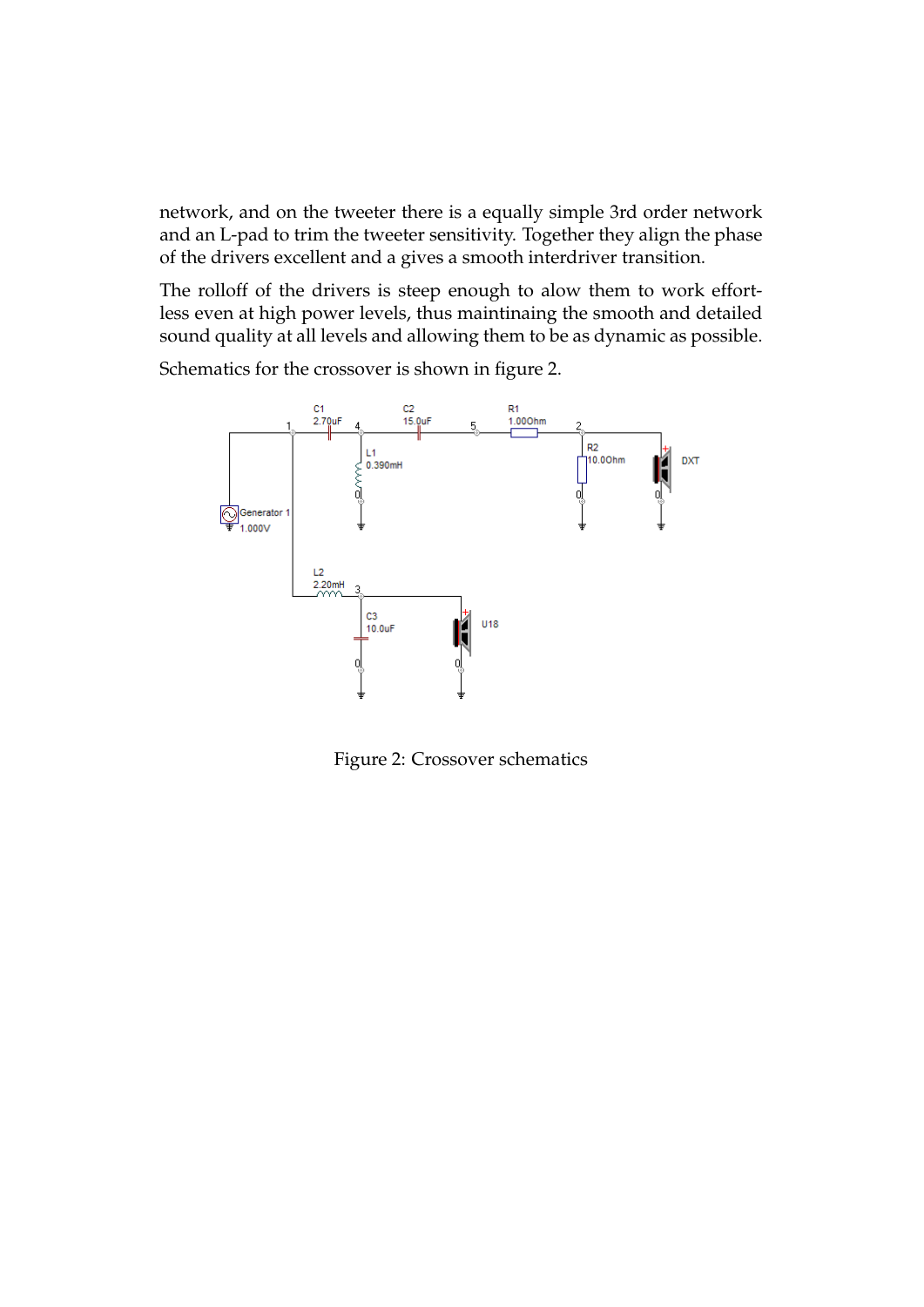network, and on the tweeter there is a equally simple 3rd order network and an L-pad to trim the tweeter sensitivity. Together they align the phase of the drivers excellent and a gives a smooth interdriver transition.

The rolloff of the drivers is steep enough to alow them to work effortless even at high power levels, thus maintinaing the smooth and detailed sound quality at all levels and allowing them to be as dynamic as possible.

Schematics for the crossover is shown in figure 2.

Figure 2: Crossover schematics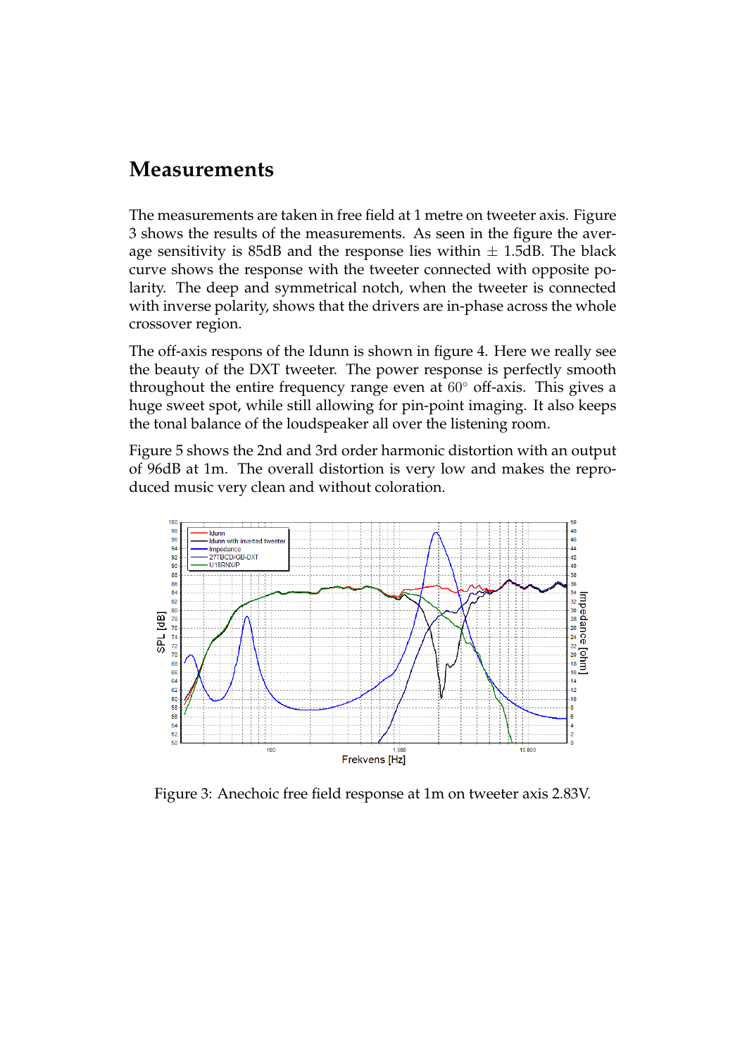## Measurements

The measurements are taken in free field at 1 metre on tweeter axis. Figure 3 shows the results of the measurements. As seen in the figure the average sensitivity is 85dB and the response lies within $\pm$ 1.5dB. The black curve shows the response with the tweeter connected with opposite polarity. The deep and symmetrical notch, when the tweeter is connected with inverse polarity, shows that the drivers are in-phase across the whole crossover region.

The off-axis respons of the Idunn is shown in figure 4. Here we really see the beauty of the DXT tweeter. The power response is perfectly smooth throughout the entire frequency range even at $60^\circ$ off-axis. This gives a huge sweet spot, while still allowing for pin-point imaging. It also keeps the tonal balance of the loudspeaker all over the listening room.

Figure 5 shows the 2nd and 3rd order harmonic distortion with an output of 96dB at 1m. The overall distortion is very low and makes the reproduced music very clean and without coloration.

Figure 3: Anechoic free field response at 1m on tweeter axis 2.83V.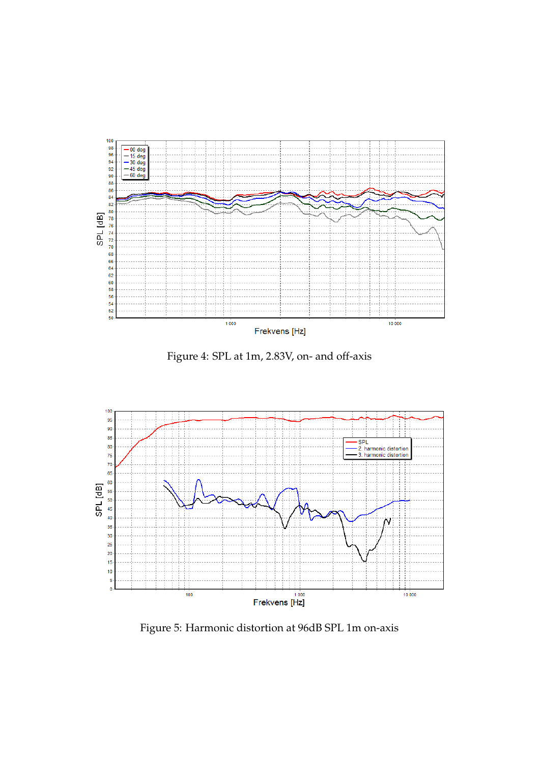100
98
96
94
92
90
88
86
84
82
80
78
76
74
72
70
68
66
64
62
60
58
56
54
52
50

00 deg
15 deg
30 deg
45 deg
60 deg

SPL [dB]

1 000
10 000

Frekvens [Hz]

Figure 4: SPL at 1m, 2.83V, on- and off-axis

100
95
90
85
80
75
70
65
60
55
50
45
40
35
30
25
20
15
10
5
0

SPL
2. harmonic distortion
3. harmonic distortion

SPL [dB]

100
1 000
10 000

Frekvens [Hz]

Figure 5: Harmonic distortion at 96dB SPL 1m on-axis